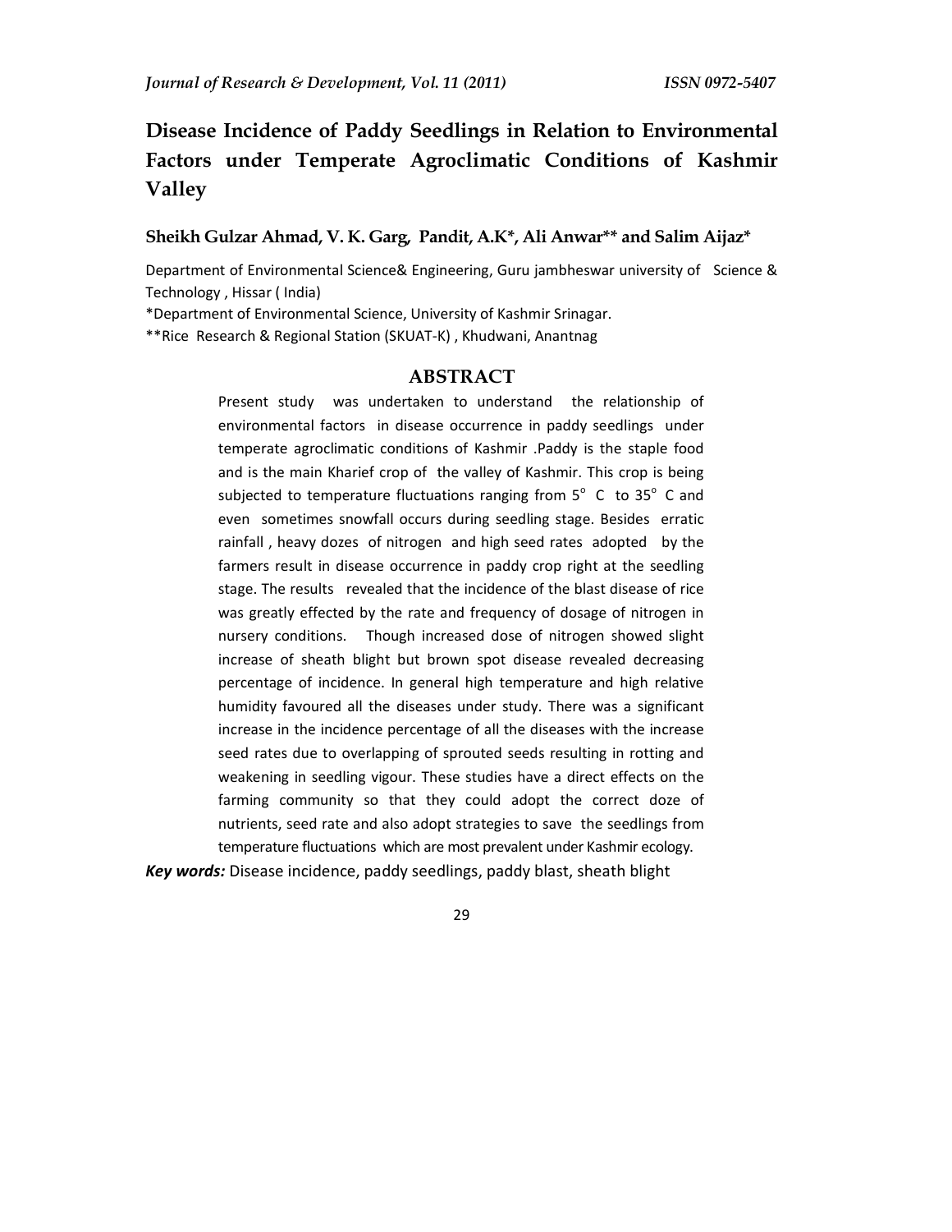# Disease Incidence of Paddy Seedlings in Relation to Environmental Factors under Temperate Agroclimatic Conditions of Kashmir Valley

**Sheikh Gulzar Ahmad, V. K. Garg, Pandit, A.K*, Ali Anwar** and Salim Aijaz***

Department of Environmental Science& Engineering, Guru jambheswar university of Science & Technology , Hissar ( India)

*Department of Environmental Science, University of Kashmir Srinagar.

**Rice Research & Regional Station (SKUAT-K) , Khudwani, Anantnag

## ABSTRACT

Present study was undertaken to understand the relationship of environmental factors in disease occurrence in paddy seedlings under temperate agroclimatic conditions of Kashmir .Paddy is the staple food and is the main Kharief crop of the valley of Kashmir. This crop is being subjected to temperature fluctuations ranging from 5° C to 35° C and even sometimes snowfall occurs during seedling stage. Besides erratic rainfall , heavy dozes of nitrogen and high seed rates adopted by the farmers result in disease occurrence in paddy crop right at the seedling stage. The results revealed that the incidence of the blast disease of rice was greatly effected by the rate and frequency of dosage of nitrogen in nursery conditions. Though increased dose of nitrogen showed slight increase of sheath blight but brown spot disease revealed decreasing percentage of incidence. In general high temperature and high relative humidity favoured all the diseases under study. There was a significant increase in the incidence percentage of all the diseases with the increase seed rates due to overlapping of sprouted seeds resulting in rotting and weakening in seedling vigour. These studies have a direct effects on the farming community so that they could adopt the correct doze of nutrients, seed rate and also adopt strategies to save the seedlings from temperature fluctuations which are most prevalent under Kashmir ecology.

***Key words:*** Disease incidence, paddy seedlings, paddy blast, sheath blight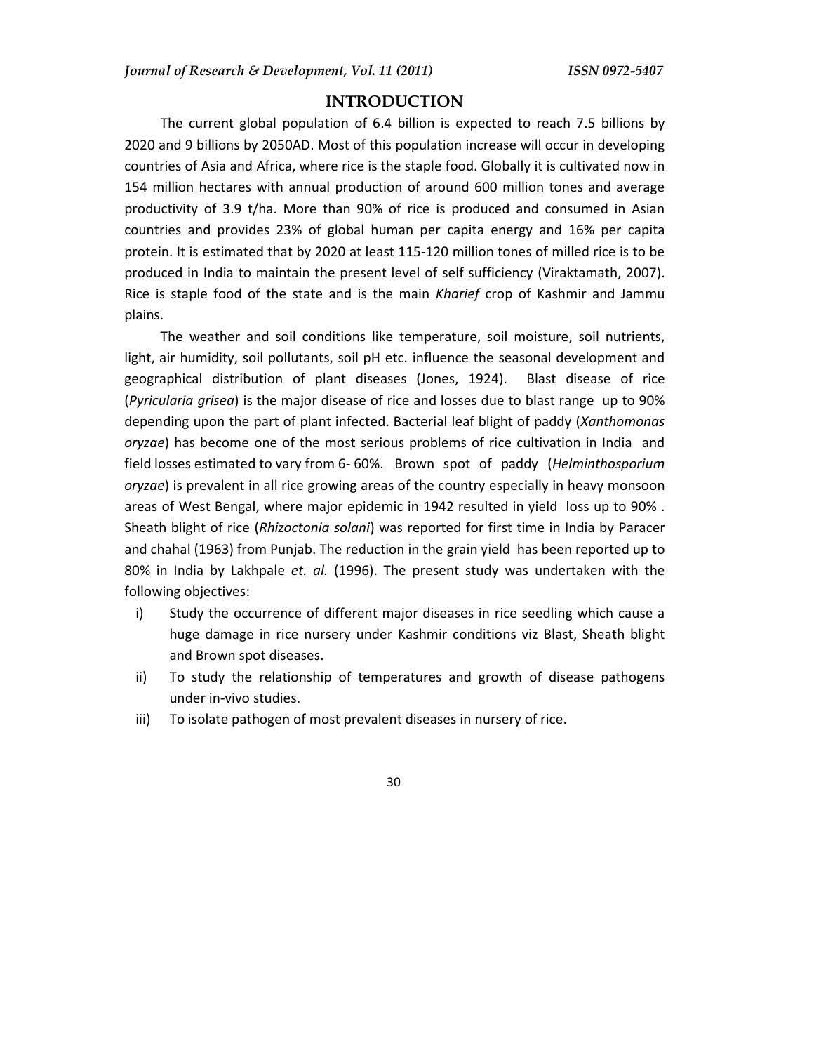## INTRODUCTION

The current global population of 6.4 billion is expected to reach 7.5 billions by 2020 and 9 billions by 2050AD. Most of this population increase will occur in developing countries of Asia and Africa, where rice is the staple food. Globally it is cultivated now in 154 million hectares with annual production of around 600 million tones and average productivity of 3.9 t/ha. More than 90% of rice is produced and consumed in Asian countries and provides 23% of global human per capita energy and 16% per capita protein. It is estimated that by 2020 at least 115-120 million tones of milled rice is to be produced in India to maintain the present level of self sufficiency (Viraktamath, 2007). Rice is staple food of the state and is the main *Kharief* crop of Kashmir and Jammu plains.

The weather and soil conditions like temperature, soil moisture, soil nutrients, light, air humidity, soil pollutants, soil pH etc. influence the seasonal development and geographical distribution of plant diseases (Jones, 1924). Blast disease of rice (*Pyricularia grisea*) is the major disease of rice and losses due to blast range up to 90% depending upon the part of plant infected. Bacterial leaf blight of paddy (*Xanthomonas oryzae*) has become one of the most serious problems of rice cultivation in India and field losses estimated to vary from 6- 60%. Brown spot of paddy (*Helminthosporium oryzae*) is prevalent in all rice growing areas of the country especially in heavy monsoon areas of West Bengal, where major epidemic in 1942 resulted in yield loss up to 90% . Sheath blight of rice (*Rhizoctonia solani*) was reported for first time in India by Paracer and chahal (1963) from Punjab. The reduction in the grain yield has been reported up to 80% in India by Lakhpale *et. al.* (1996). The present study was undertaken with the following objectives:

i) Study the occurrence of different major diseases in rice seedling which cause a huge damage in rice nursery under Kashmir conditions viz Blast, Sheath blight and Brown spot diseases.
ii) To study the relationship of temperatures and growth of disease pathogens under in-vivo studies.
iii) To isolate pathogen of most prevalent diseases in nursery of rice.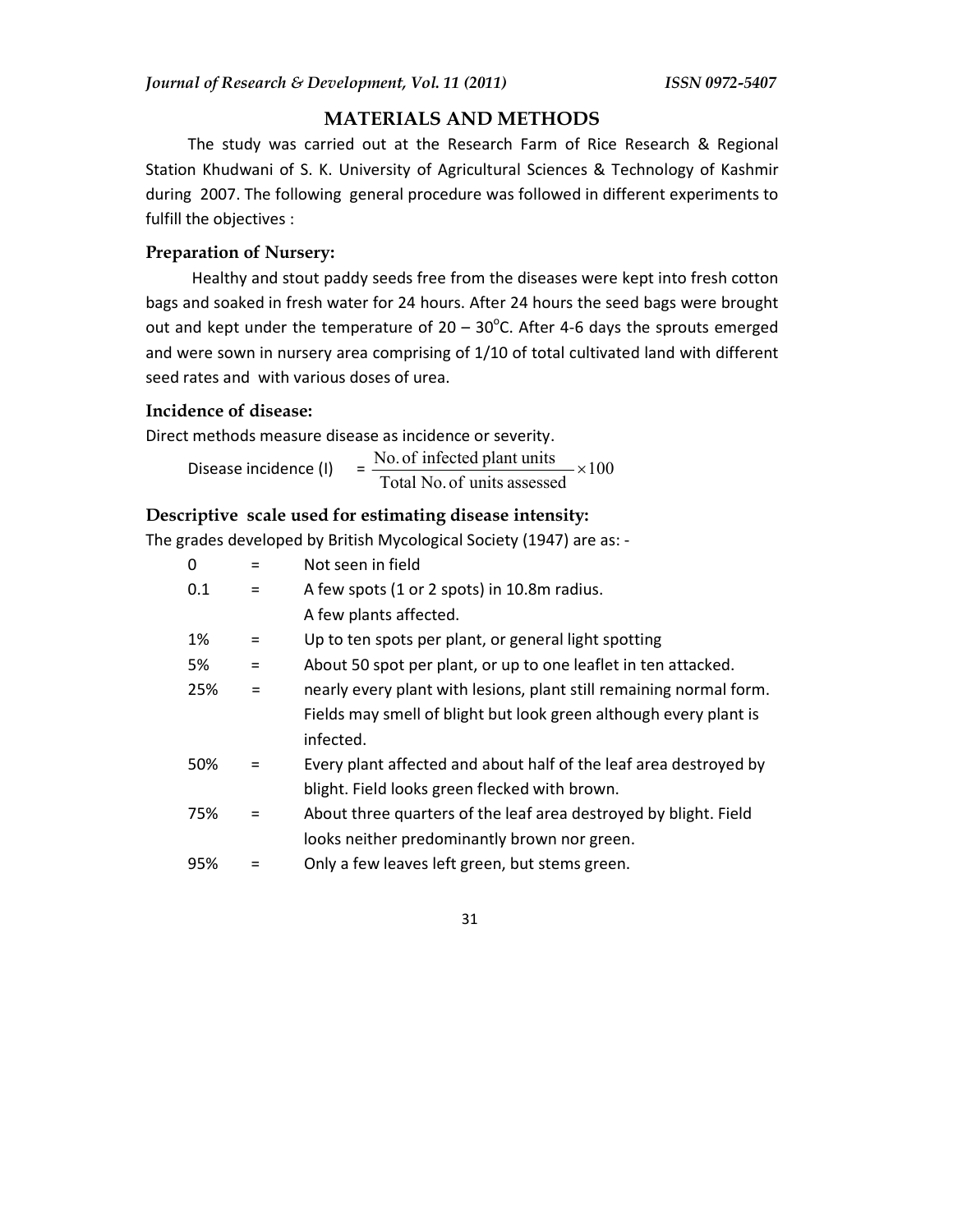## MATERIALS AND METHODS

The study was carried out at the Research Farm of Rice Research & Regional Station Khudwani of S. K. University of Agricultural Sciences & Technology of Kashmir during 2007. The following general procedure was followed in different experiments to fulfill the objectives :

### Preparation of Nursery:

Healthy and stout paddy seeds free from the diseases were kept into fresh cotton bags and soaked in fresh water for 24 hours. After 24 hours the seed bags were brought out and kept under the temperature of 20 – 30°C. After 4-6 days the sprouts emerged and were sown in nursery area comprising of 1/10 of total cultivated land with different seed rates and with various doses of urea.

### Incidence of disease:

Direct methods measure disease as incidence or severity.

$$\text{Disease incidence (I)} = \frac{\text{No. of infected plant units}}{\text{Total No. of units assessed}} \times 100$$

### Descriptive scale used for estimating disease intensity:

The grades developed by British Mycological Society (1947) are as: -

| | | |
|---|---|---|
| 0 | = | Not seen in field |
| 0.1 | = | A few spots (1 or 2 spots) in 10.8m radius. A few plants affected. |
| 1% | = | Up to ten spots per plant, or general light spotting |
| 5% | = | About 50 spot per plant, or up to one leaflet in ten attacked. |
| 25% | = | nearly every plant with lesions, plant still remaining normal form. Fields may smell of blight but look green although every plant is infected. |
| 50% | = | Every plant affected and about half of the leaf area destroyed by blight. Field looks green flecked with brown. |
| 75% | = | About three quarters of the leaf area destroyed by blight. Field looks neither predominantly brown nor green. |
| 95% | = | Only a few leaves left green, but stems green. |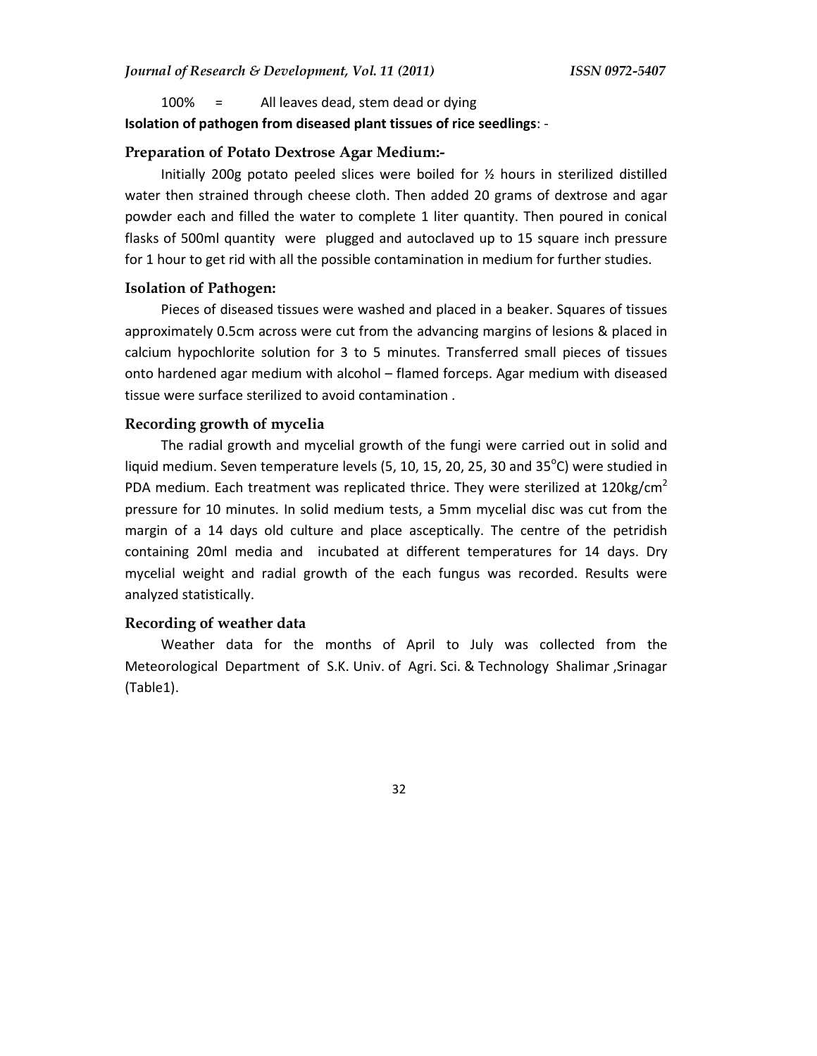100% = All leaves dead, stem dead or dying

**Isolation of pathogen from diseased plant tissues of rice seedlings**: -

### Preparation of Potato Dextrose Agar Medium:-

Initially 200g potato peeled slices were boiled for ½ hours in sterilized distilled water then strained through cheese cloth. Then added 20 grams of dextrose and agar powder each and filled the water to complete 1 liter quantity. Then poured in conical flasks of 500ml quantity were plugged and autoclaved up to 15 square inch pressure for 1 hour to get rid with all the possible contamination in medium for further studies.

### Isolation of Pathogen:

Pieces of diseased tissues were washed and placed in a beaker. Squares of tissues approximately 0.5cm across were cut from the advancing margins of lesions & placed in calcium hypochlorite solution for 3 to 5 minutes. Transferred small pieces of tissues onto hardened agar medium with alcohol – flamed forceps. Agar medium with diseased tissue were surface sterilized to avoid contamination .

### Recording growth of mycelia

The radial growth and mycelial growth of the fungi were carried out in solid and liquid medium. Seven temperature levels (5, 10, 15, 20, 25, 30 and 35°C) were studied in PDA medium. Each treatment was replicated thrice. They were sterilized at $120kg/cm^2$ pressure for 10 minutes. In solid medium tests, a 5mm mycelial disc was cut from the margin of a 14 days old culture and place asceptically. The centre of the petridish containing 20ml media and incubated at different temperatures for 14 days. Dry mycelial weight and radial growth of the each fungus was recorded. Results were analyzed statistically.

### Recording of weather data

Weather data for the months of April to July was collected from the Meteorological Department of S.K. Univ. of Agri. Sci. & Technology Shalimar ,Srinagar (Table1).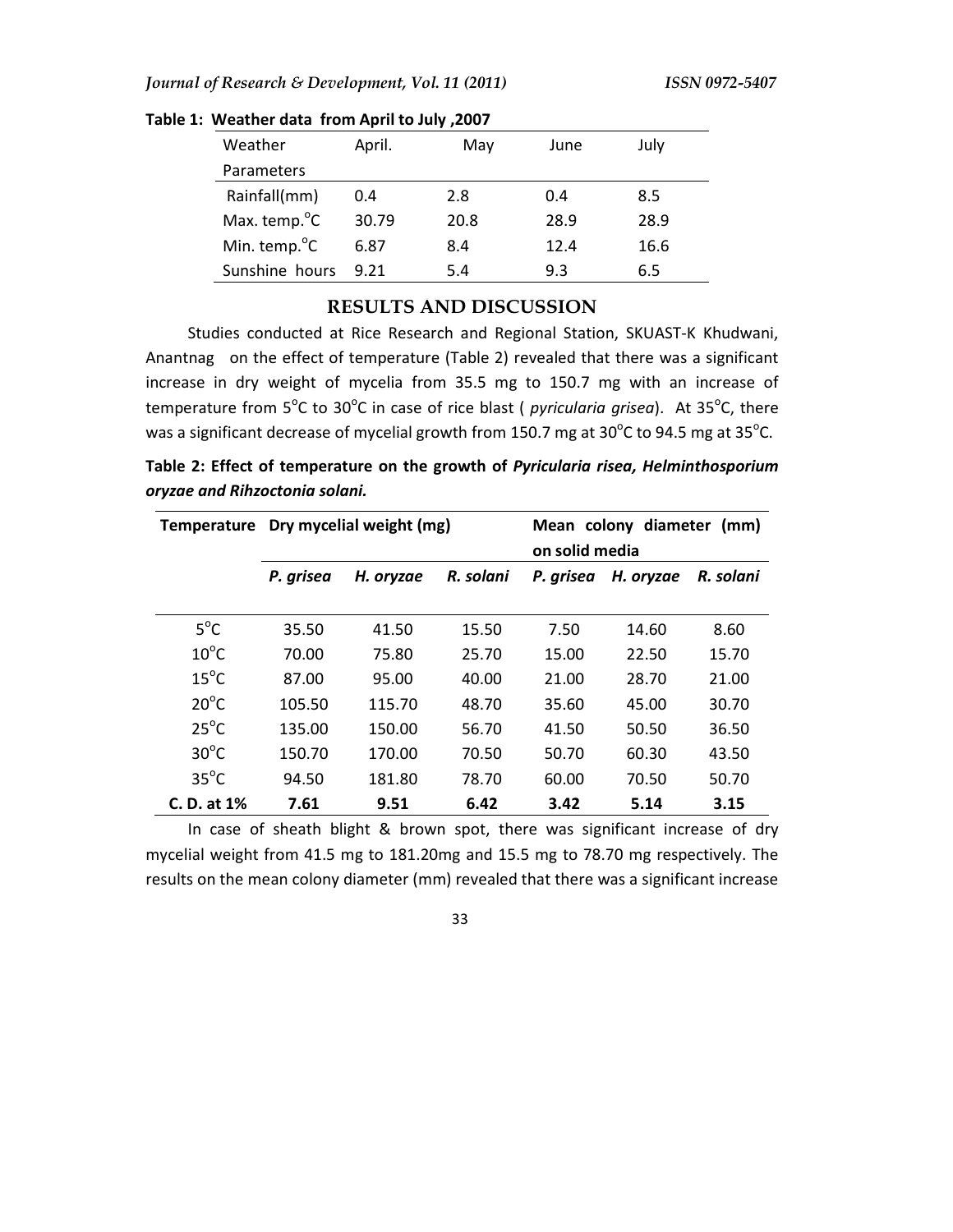**Table 1: Weather data from April to July ,2007**

| Weather Parameters | April. | May | June | July |
|---|---|---|---|---|
| Rainfall(mm) | 0.4 | 2.8 | 0.4 | 8.5 |
| Max. temp.°C | 30.79 | 20.8 | 28.9 | 28.9 |
| Min. temp.°C | 6.87 | 8.4 | 12.4 | 16.6 |
| Sunshine hours | 9.21 | 5.4 | 9.3 | 6.5 |

## RESULTS AND DISCUSSION

Studies conducted at Rice Research and Regional Station, SKUAST-K Khudwani, Anantnag on the effect of temperature (Table 2) revealed that there was a significant increase in dry weight of mycelia from 35.5 mg to 150.7 mg with an increase of temperature from 5°C to 30°C in case of rice blast ( *pyricularia grisea*). At 35°C, there was a significant decrease of mycelial growth from 150.7 mg at 30°C to 94.5 mg at 35°C.

**Table 2: Effect of temperature on the growth of *Pyricularia risea, Helminthosporium oryzae and Rihzoctonia solani.***

| Temperature | Dry mycelial weight (mg) | | | Mean colony diameter (mm) on solid media | | |
|---|---|---|---|---|---|---|
| | *P. grisea* | *H. oryzae* | *R. solani* | *P. grisea* | *H. oryzae* | *R. solani* |
| 5°C | 35.50 | 41.50 | 15.50 | 7.50 | 14.60 | 8.60 |
| 10°C | 70.00 | 75.80 | 25.70 | 15.00 | 22.50 | 15.70 |
| 15°C | 87.00 | 95.00 | 40.00 | 21.00 | 28.70 | 21.00 |
| 20°C | 105.50 | 115.70 | 48.70 | 35.60 | 45.00 | 30.70 |
| 25°C | 135.00 | 150.00 | 56.70 | 41.50 | 50.50 | 36.50 |
| 30°C | 150.70 | 170.00 | 70.50 | 50.70 | 60.30 | 43.50 |
| 35°C | 94.50 | 181.80 | 78.70 | 60.00 | 70.50 | 50.70 |
| **C. D. at 1%** | **7.61** | **9.51** | **6.42** | **3.42** | **5.14** | **3.15** |

In case of sheath blight & brown spot, there was significant increase of dry mycelial weight from 41.5 mg to 181.20mg and 15.5 mg to 78.70 mg respectively. The results on the mean colony diameter (mm) revealed that there was a significant increase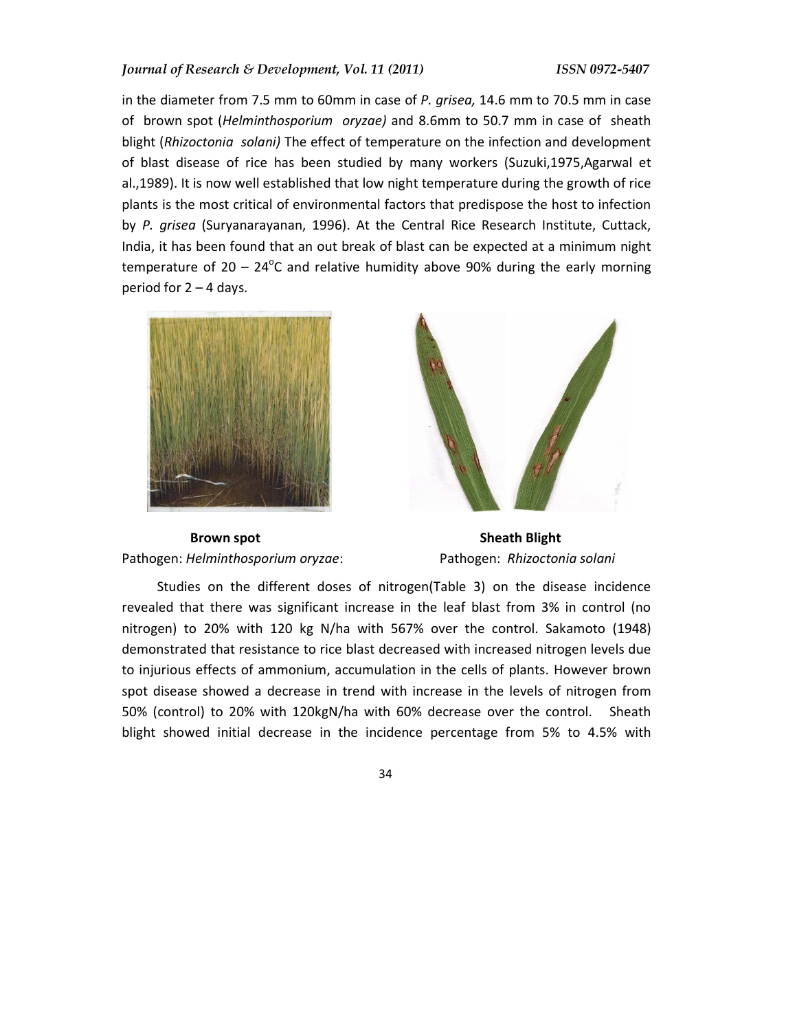in the diameter from 7.5 mm to 60mm in case of *P. grisea,* 14.6 mm to 70.5 mm in case of brown spot (*Helminthosporium oryzae)* and 8.6mm to 50.7 mm in case of sheath blight (*Rhizoctonia solani)* The effect of temperature on the infection and development of blast disease of rice has been studied by many workers (Suzuki,1975,Agarwal et al.,1989). It is now well established that low night temperature during the growth of rice plants is the most critical of environmental factors that predispose the host to infection by *P. grisea* (Suryanarayanan, 1996). At the Central Rice Research Institute, Cuttack, India, it has been found that an out break of blast can be expected at a minimum night temperature of 20 – 24°C and relative humidity above 90% during the early morning period for 2 – 4 days.

**Brown spot**
Pathogen: *Helminthosporium oryzae*:

**Sheath Blight**
Pathogen: *Rhizoctonia solani*

Studies on the different doses of nitrogen(Table 3) on the disease incidence revealed that there was significant increase in the leaf blast from 3% in control (no nitrogen) to 20% with 120 kg N/ha with 567% over the control. Sakamoto (1948) demonstrated that resistance to rice blast decreased with increased nitrogen levels due to injurious effects of ammonium, accumulation in the cells of plants. However brown spot disease showed a decrease in trend with increase in the levels of nitrogen from 50% (control) to 20% with 120kgN/ha with 60% decrease over the control. Sheath blight showed initial decrease in the incidence percentage from 5% to 4.5% with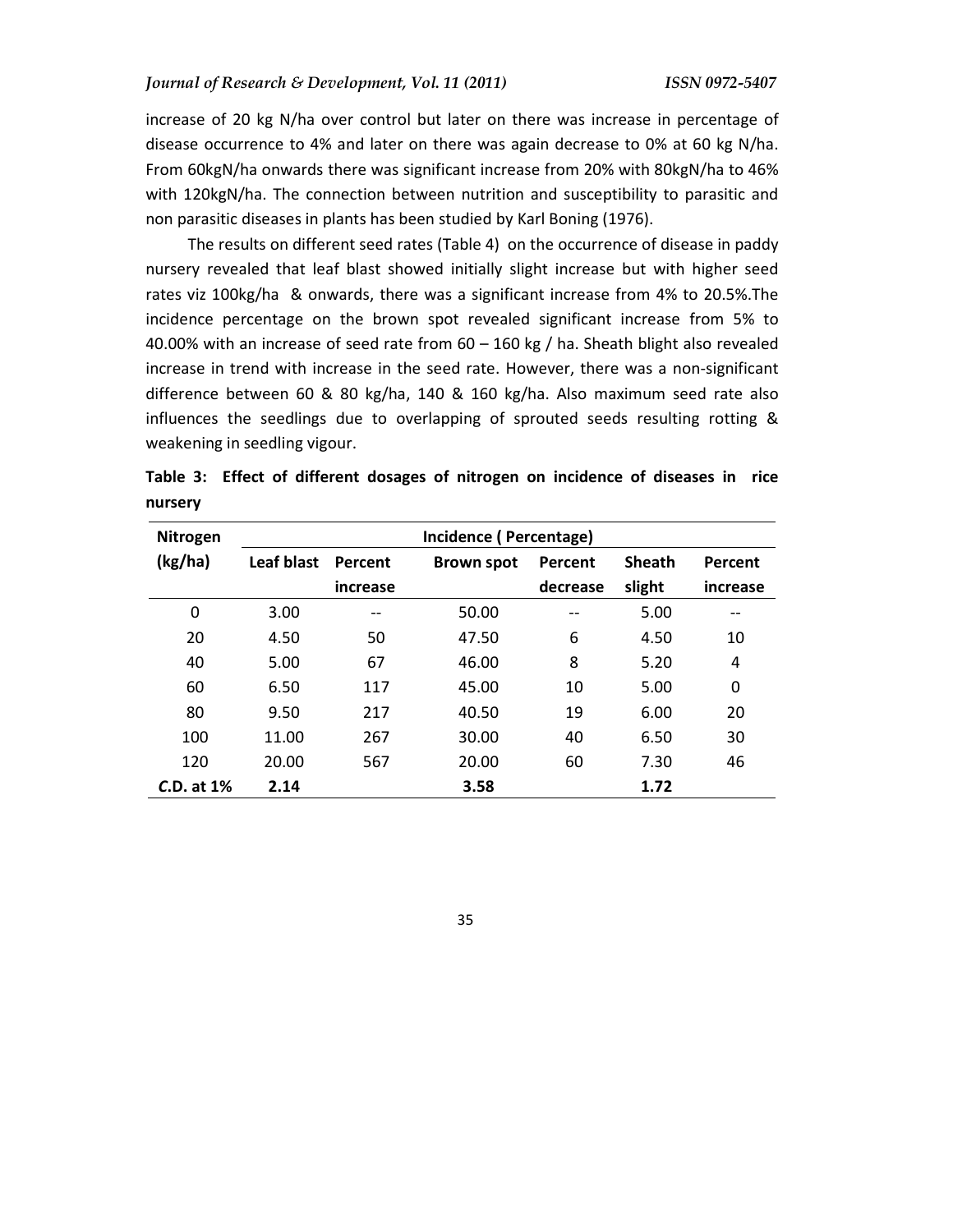increase of 20 kg N/ha over control but later on there was increase in percentage of disease occurrence to 4% and later on there was again decrease to 0% at 60 kg N/ha. From 60kgN/ha onwards there was significant increase from 20% with 80kgN/ha to 46% with 120kgN/ha. The connection between nutrition and susceptibility to parasitic and non parasitic diseases in plants has been studied by Karl Boning (1976).

The results on different seed rates (Table 4) on the occurrence of disease in paddy nursery revealed that leaf blast showed initially slight increase but with higher seed rates viz 100kg/ha & onwards, there was a significant increase from 4% to 20.5%.The incidence percentage on the brown spot revealed significant increase from 5% to 40.00% with an increase of seed rate from 60 – 160 kg / ha. Sheath blight also revealed increase in trend with increase in the seed rate. However, there was a non-significant difference between 60 & 80 kg/ha, 140 & 160 kg/ha. Also maximum seed rate also influences the seedlings due to overlapping of sprouted seeds resulting rotting & weakening in seedling vigour.

**Table 3: Effect of different dosages of nitrogen on incidence of diseases in rice nursery**

| Nitrogen (kg/ha) | Incidence ( Percentage) | | | | | |
|---|---|---|---|---|---|---|
| | Leaf blast | Percent increase | Brown spot | Percent decrease | Sheath slight | Percent increase |
| 0 | 3.00 | -- | 50.00 | -- | 5.00 | -- |
| 20 | 4.50 | 50 | 47.50 | 6 | 4.50 | 10 |
| 40 | 5.00 | 67 | 46.00 | 8 | 5.20 | 4 |
| 60 | 6.50 | 117 | 45.00 | 10 | 5.00 | 0 |
| 80 | 9.50 | 217 | 40.50 | 19 | 6.00 | 20 |
| 100 | 11.00 | 267 | 30.00 | 40 | 6.50 | 30 |
| 120 | 20.00 | 567 | 20.00 | 60 | 7.30 | 46 |
| *C*.D. at 1% | **2.14** | | **3.58** | | **1.72** | |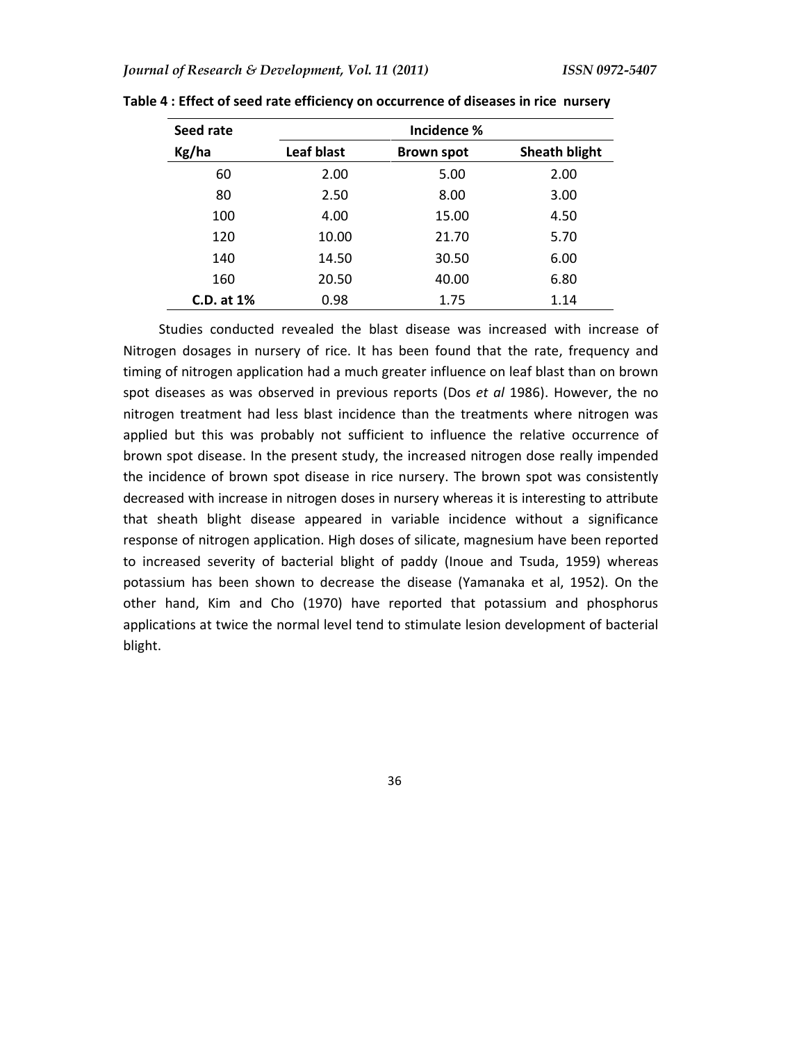**Table 4 : Effect of seed rate efficiency on occurrence of diseases in rice nursery**

| Seed rate | Incidence % | | |
|---|---|---|---|
| Kg/ha | Leaf blast | Brown spot | Sheath blight |
| 60 | 2.00 | 5.00 | 2.00 |
| 80 | 2.50 | 8.00 | 3.00 |
| 100 | 4.00 | 15.00 | 4.50 |
| 120 | 10.00 | 21.70 | 5.70 |
| 140 | 14.50 | 30.50 | 6.00 |
| 160 | 20.50 | 40.00 | 6.80 |
| **C.D. at 1%** | 0.98 | 1.75 | 1.14 |

Studies conducted revealed the blast disease was increased with increase of Nitrogen dosages in nursery of rice. It has been found that the rate, frequency and timing of nitrogen application had a much greater influence on leaf blast than on brown spot diseases as was observed in previous reports (Dos *et al* 1986). However, the no nitrogen treatment had less blast incidence than the treatments where nitrogen was applied but this was probably not sufficient to influence the relative occurrence of brown spot disease. In the present study, the increased nitrogen dose really impended the incidence of brown spot disease in rice nursery. The brown spot was consistently decreased with increase in nitrogen doses in nursery whereas it is interesting to attribute that sheath blight disease appeared in variable incidence without a significance response of nitrogen application. High doses of silicate, magnesium have been reported to increased severity of bacterial blight of paddy (Inoue and Tsuda, 1959) whereas potassium has been shown to decrease the disease (Yamanaka et al, 1952). On the other hand, Kim and Cho (1970) have reported that potassium and phosphorus applications at twice the normal level tend to stimulate lesion development of bacterial blight.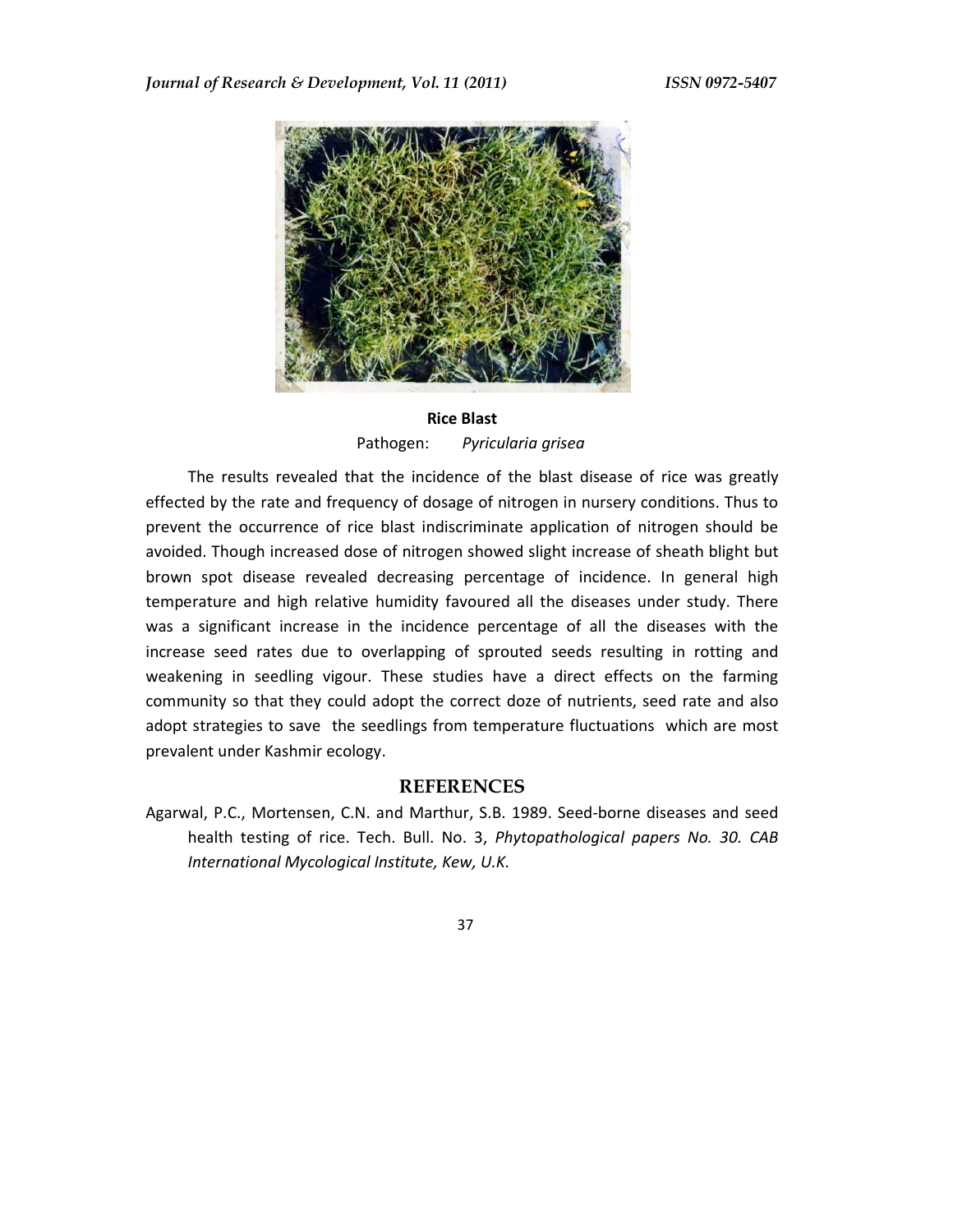**Rice Blast**

Pathogen: *Pyricularia grisea*

The results revealed that the incidence of the blast disease of rice was greatly effected by the rate and frequency of dosage of nitrogen in nursery conditions. Thus to prevent the occurrence of rice blast indiscriminate application of nitrogen should be avoided. Though increased dose of nitrogen showed slight increase of sheath blight but brown spot disease revealed decreasing percentage of incidence. In general high temperature and high relative humidity favoured all the diseases under study. There was a significant increase in the incidence percentage of all the diseases with the increase seed rates due to overlapping of sprouted seeds resulting in rotting and weakening in seedling vigour. These studies have a direct effects on the farming community so that they could adopt the correct doze of nutrients, seed rate and also adopt strategies to save the seedlings from temperature fluctuations which are most prevalent under Kashmir ecology.

## REFERENCES

Agarwal, P.C., Mortensen, C.N. and Marthur, S.B. 1989. Seed-borne diseases and seed health testing of rice. Tech. Bull. No. 3, *Phytopathological papers No. 30. CAB International Mycological Institute, Kew, U.K.*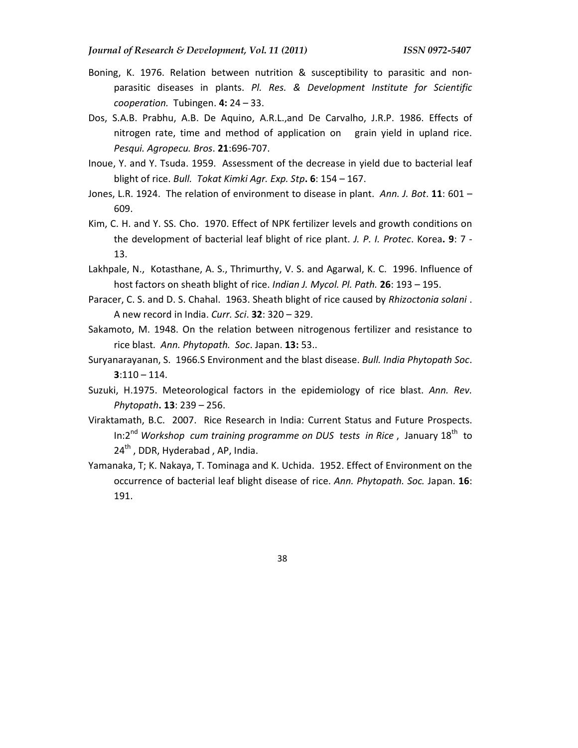Boning, K. 1976. Relation between nutrition & susceptibility to parasitic and non-parasitic diseases in plants. *Pl. Res. & Development Institute for Scientific cooperation.* Tubingen. **4:** 24 – 33.

Dos, S.A.B. Prabhu, A.B. De Aquino, A.R.L.,and De Carvalho, J.R.P. 1986. Effects of nitrogen rate, time and method of application on grain yield in upland rice. *Pesqui. Agropecu. Bros*. **21**:696-707.

Inoue, Y. and Y. Tsuda. 1959. Assessment of the decrease in yield due to bacterial leaf blight of rice. *Bull. Tokat Kimki Agr. Exp. Stp***. 6**: 154 – 167.

Jones, L.R. 1924. The relation of environment to disease in plant. *Ann. J. Bot*. **11**: 601 – 609.

Kim, C. H. and Y. SS. Cho. 1970. Effect of NPK fertilizer levels and growth conditions on the development of bacterial leaf blight of rice plant. *J. P. I. Protec*. Korea**. 9**: 7 - 13.

Lakhpale, N., Kotasthane, A. S., Thrimurthy, V. S. and Agarwal, K. C. 1996. Influence of host factors on sheath blight of rice. *Indian J. Mycol. Pl. Path.* **26**: 193 – 195.

Paracer, C. S. and D. S. Chahal. 1963. Sheath blight of rice caused by *Rhizoctonia solani* . A new record in India. *Curr. Sci*. **32**: 320 – 329.

Sakamoto, M. 1948. On the relation between nitrogenous fertilizer and resistance to rice blast*. Ann. Phytopath. Soc*. Japan. **13:** 53..

Suryanarayanan, S. 1966.S Environment and the blast disease. *Bull. India Phytopath Soc*. **3**:110 – 114.

Suzuki, H.1975. Meteorological factors in the epidemiology of rice blast. *Ann. Rev. Phytopath***. 13**: 239 – 256.

Viraktamath, B.C. 2007. Rice Research in India: Current Status and Future Prospects. In:2nd *Workshop cum training programme on DUS tests in Rice* , January 18th to 24th , DDR, Hyderabad , AP, India.

Yamanaka, T; K. Nakaya, T. Tominaga and K. Uchida. 1952. Effect of Environment on the occurrence of bacterial leaf blight disease of rice. *Ann. Phytopath. Soc.* Japan. **16**: 191.